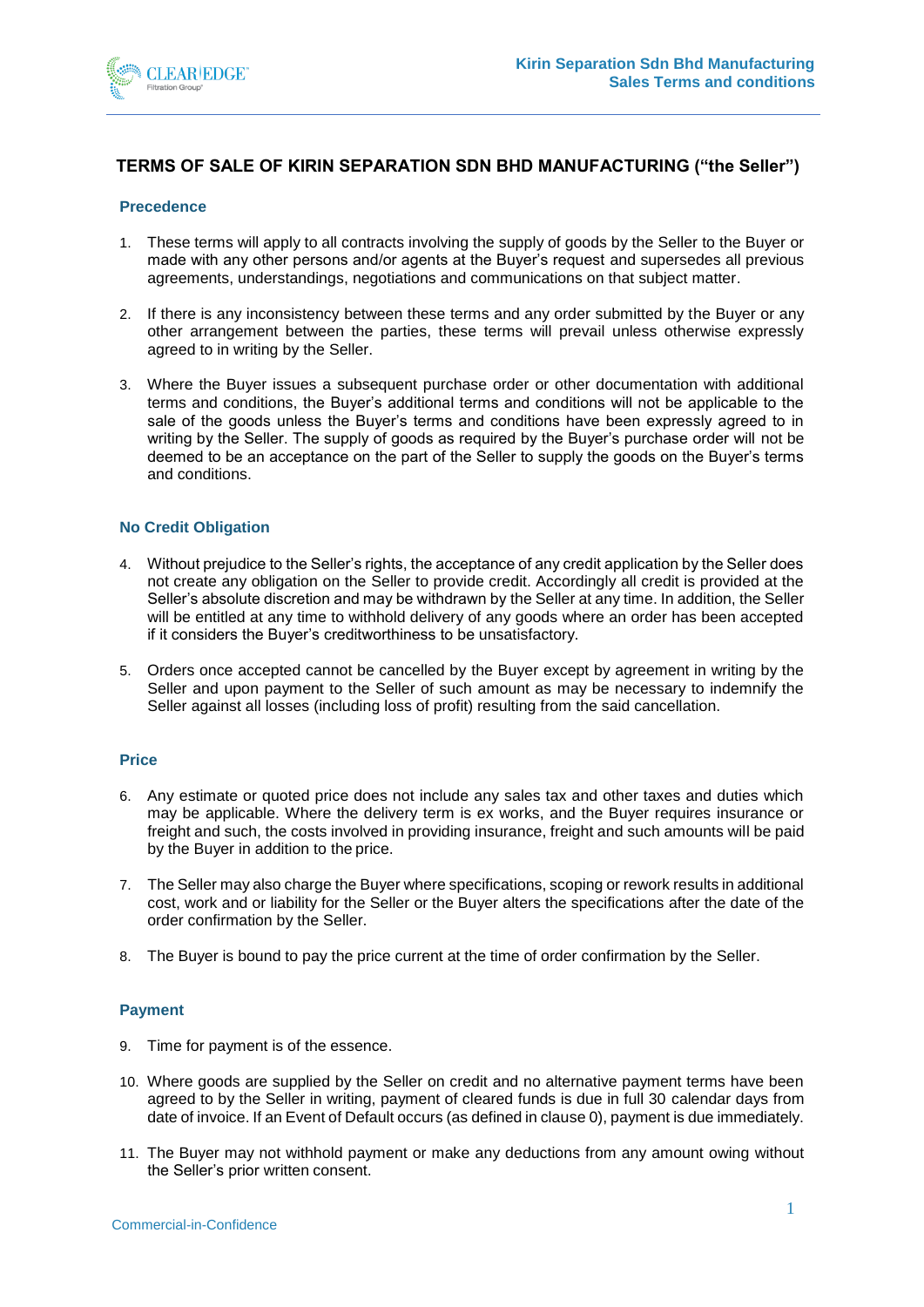# TERMS OF SALE OF KIRIN SEPARATION SDN BHD MANUFACTURING ("the Seller")

## Precedence

1. These terms will apply to all contracts involving the supply of goods by the Seller to the Buyer or made with any other persons and/or agents at the Buyer's request and supersedes all previous agreements, understandings, negotiations and communications on that subject matter.

2. If there is any inconsistency between these terms and any order submitted by the Buyer or any other arrangement between the parties, these terms will prevail unless otherwise expressly agreed to in writing by the Seller.

3. Where the Buyer issues a subsequent purchase order or other documentation with additional terms and conditions, the Buyer's additional terms and conditions will not be applicable to the sale of the goods unless the Buyer's terms and conditions have been expressly agreed to in writing by the Seller. The supply of goods as required by the Buyer's purchase order will not be deemed to be an acceptance on the part of the Seller to supply the goods on the Buyer's terms and conditions.

## No Credit Obligation

4. Without prejudice to the Seller's rights, the acceptance of any credit application by the Seller does not create any obligation on the Seller to provide credit. Accordingly all credit is provided at the Seller's absolute discretion and may be withdrawn by the Seller at any time. In addition, the Seller will be entitled at any time to withhold delivery of any goods where an order has been accepted if it considers the Buyer's creditworthiness to be unsatisfactory.

5. Orders once accepted cannot be cancelled by the Buyer except by agreement in writing by the Seller and upon payment to the Seller of such amount as may be necessary to indemnify the Seller against all losses (including loss of profit) resulting from the said cancellation.

## Price

6. Any estimate or quoted price does not include any sales tax and other taxes and duties which may be applicable. Where the delivery term is ex works, and the Buyer requires insurance or freight and such, the costs involved in providing insurance, freight and such amounts will be paid by the Buyer in addition to the price.

7. The Seller may also charge the Buyer where specifications, scoping or rework results in additional cost, work and or liability for the Seller or the Buyer alters the specifications after the date of the order confirmation by the Seller.

8. The Buyer is bound to pay the price current at the time of order confirmation by the Seller.

## Payment

9. Time for payment is of the essence.

10. Where goods are supplied by the Seller on credit and no alternative payment terms have been agreed to by the Seller in writing, payment of cleared funds is due in full 30 calendar days from date of invoice. If an Event of Default occurs (as defined in clause 0), payment is due immediately.

11. The Buyer may not withhold payment or make any deductions from any amount owing without the Seller's prior written consent.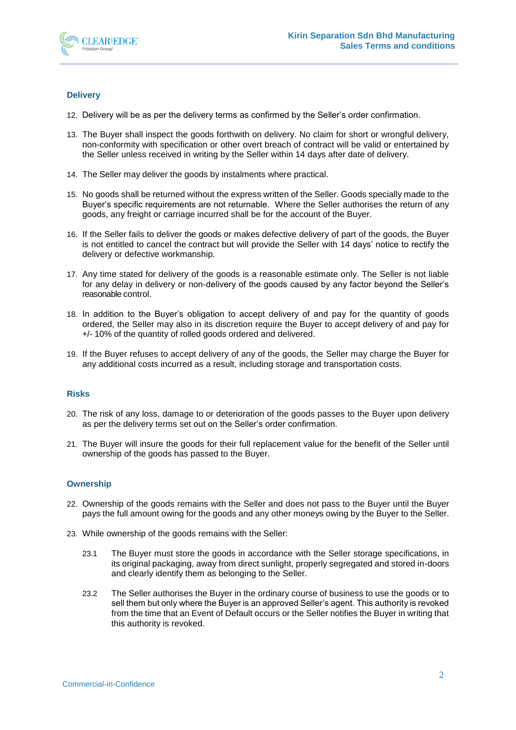## Delivery

12. Delivery will be as per the delivery terms as confirmed by the Seller's order confirmation.

13. The Buyer shall inspect the goods forthwith on delivery. No claim for short or wrongful delivery, non-conformity with specification or other overt breach of contract will be valid or entertained by the Seller unless received in writing by the Seller within 14 days after date of delivery.

14. The Seller may deliver the goods by instalments where practical.

15. No goods shall be returned without the express written of the Seller. Goods specially made to the Buyer's specific requirements are not returnable. Where the Seller authorises the return of any goods, any freight or carriage incurred shall be for the account of the Buyer.

16. If the Seller fails to deliver the goods or makes defective delivery of part of the goods, the Buyer is not entitled to cancel the contract but will provide the Seller with 14 days' notice to rectify the delivery or defective workmanship.

17. Any time stated for delivery of the goods is a reasonable estimate only. The Seller is not liable for any delay in delivery or non-delivery of the goods caused by any factor beyond the Seller's reasonable control.

18. In addition to the Buyer's obligation to accept delivery of and pay for the quantity of goods ordered, the Seller may also in its discretion require the Buyer to accept delivery of and pay for +/- 10% of the quantity of rolled goods ordered and delivered.

19. If the Buyer refuses to accept delivery of any of the goods, the Seller may charge the Buyer for any additional costs incurred as a result, including storage and transportation costs.

## Risks

20. The risk of any loss, damage to or deterioration of the goods passes to the Buyer upon delivery as per the delivery terms set out on the Seller's order confirmation.

21. The Buyer will insure the goods for their full replacement value for the benefit of the Seller until ownership of the goods has passed to the Buyer.

## Ownership

22. Ownership of the goods remains with the Seller and does not pass to the Buyer until the Buyer pays the full amount owing for the goods and any other moneys owing by the Buyer to the Seller.

23. While ownership of the goods remains with the Seller:

    23.1 The Buyer must store the goods in accordance with the Seller storage specifications, in its original packaging, away from direct sunlight, properly segregated and stored in-doors and clearly identify them as belonging to the Seller.

    23.2 The Seller authorises the Buyer in the ordinary course of business to use the goods or to sell them but only where the Buyer is an approved Seller's agent. This authority is revoked from the time that an Event of Default occurs or the Seller notifies the Buyer in writing that this authority is revoked.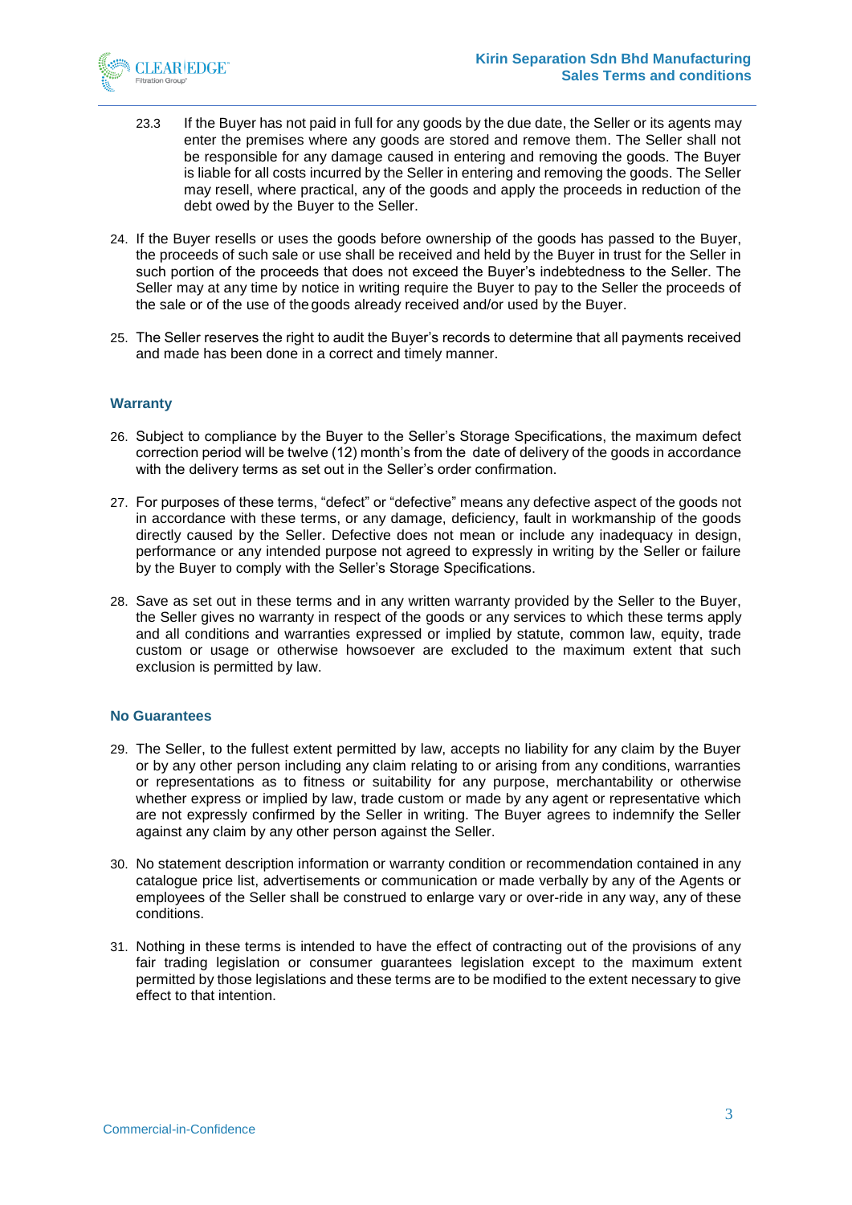23.3 If the Buyer has not paid in full for any goods by the due date, the Seller or its agents may enter the premises where any goods are stored and remove them. The Seller shall not be responsible for any damage caused in entering and removing the goods. The Buyer is liable for all costs incurred by the Seller in entering and removing the goods. The Seller may resell, where practical, any of the goods and apply the proceeds in reduction of the debt owed by the Buyer to the Seller.

24. If the Buyer resells or uses the goods before ownership of the goods has passed to the Buyer, the proceeds of such sale or use shall be received and held by the Buyer in trust for the Seller in such portion of the proceeds that does not exceed the Buyer's indebtedness to the Seller. The Seller may at any time by notice in writing require the Buyer to pay to the Seller the proceeds of the sale or of the use of the goods already received and/or used by the Buyer.

25. The Seller reserves the right to audit the Buyer's records to determine that all payments received and made has been done in a correct and timely manner.

### Warranty

26. Subject to compliance by the Buyer to the Seller's Storage Specifications, the maximum defect correction period will be twelve (12) month's from the date of delivery of the goods in accordance with the delivery terms as set out in the Seller's order confirmation.

27. For purposes of these terms, "defect" or "defective" means any defective aspect of the goods not in accordance with these terms, or any damage, deficiency, fault in workmanship of the goods directly caused by the Seller. Defective does not mean or include any inadequacy in design, performance or any intended purpose not agreed to expressly in writing by the Seller or failure by the Buyer to comply with the Seller's Storage Specifications.

28. Save as set out in these terms and in any written warranty provided by the Seller to the Buyer, the Seller gives no warranty in respect of the goods or any services to which these terms apply and all conditions and warranties expressed or implied by statute, common law, equity, trade custom or usage or otherwise howsoever are excluded to the maximum extent that such exclusion is permitted by law.

### No Guarantees

29. The Seller, to the fullest extent permitted by law, accepts no liability for any claim by the Buyer or by any other person including any claim relating to or arising from any conditions, warranties or representations as to fitness or suitability for any purpose, merchantability or otherwise whether express or implied by law, trade custom or made by any agent or representative which are not expressly confirmed by the Seller in writing. The Buyer agrees to indemnify the Seller against any claim by any other person against the Seller.

30. No statement description information or warranty condition or recommendation contained in any catalogue price list, advertisements or communication or made verbally by any of the Agents or employees of the Seller shall be construed to enlarge vary or over-ride in any way, any of these conditions.

31. Nothing in these terms is intended to have the effect of contracting out of the provisions of any fair trading legislation or consumer guarantees legislation except to the maximum extent permitted by those legislations and these terms are to be modified to the extent necessary to give effect to that intention.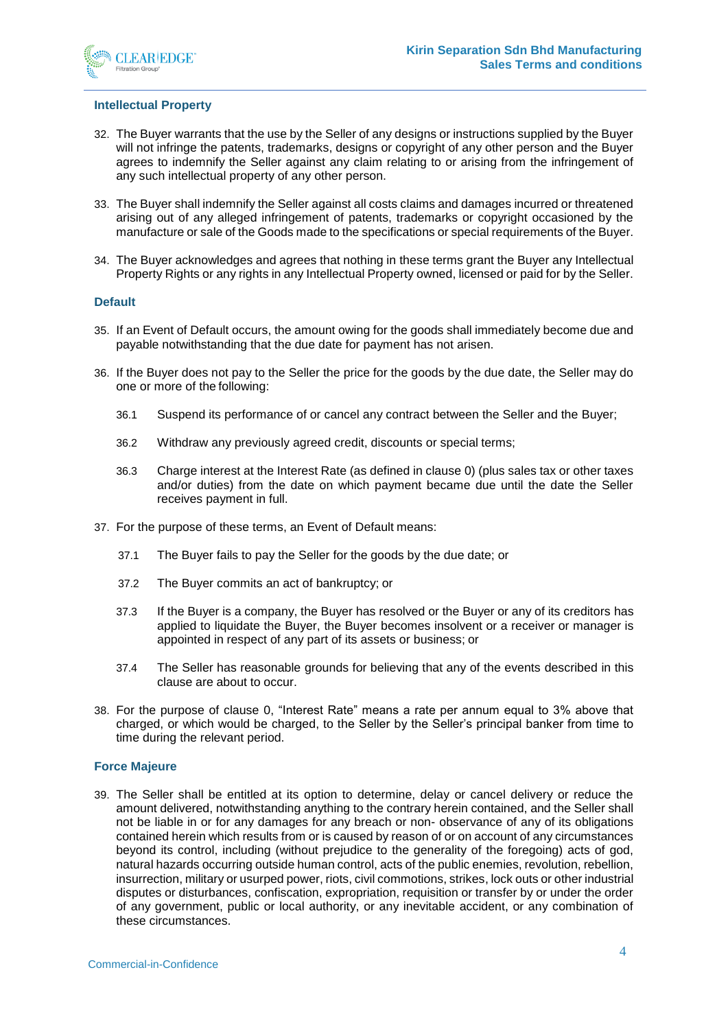### Intellectual Property

32. The Buyer warrants that the use by the Seller of any designs or instructions supplied by the Buyer will not infringe the patents, trademarks, designs or copyright of any other person and the Buyer agrees to indemnify the Seller against any claim relating to or arising from the infringement of any such intellectual property of any other person.

33. The Buyer shall indemnify the Seller against all costs claims and damages incurred or threatened arising out of any alleged infringement of patents, trademarks or copyright occasioned by the manufacture or sale of the Goods made to the specifications or special requirements of the Buyer.

34. The Buyer acknowledges and agrees that nothing in these terms grant the Buyer any Intellectual Property Rights or any rights in any Intellectual Property owned, licensed or paid for by the Seller.

### Default

35. If an Event of Default occurs, the amount owing for the goods shall immediately become due and payable notwithstanding that the due date for payment has not arisen.

36. If the Buyer does not pay to the Seller the price for the goods by the due date, the Seller may do one or more of the following:

    36.1 Suspend its performance of or cancel any contract between the Seller and the Buyer;

    36.2 Withdraw any previously agreed credit, discounts or special terms;

    36.3 Charge interest at the Interest Rate (as defined in clause 0) (plus sales tax or other taxes and/or duties) from the date on which payment became due until the date the Seller receives payment in full.

37. For the purpose of these terms, an Event of Default means:

    37.1 The Buyer fails to pay the Seller for the goods by the due date; or

    37.2 The Buyer commits an act of bankruptcy; or

    37.3 If the Buyer is a company, the Buyer has resolved or the Buyer or any of its creditors has applied to liquidate the Buyer, the Buyer becomes insolvent or a receiver or manager is appointed in respect of any part of its assets or business; or

    37.4 The Seller has reasonable grounds for believing that any of the events described in this clause are about to occur.

38. For the purpose of clause 0, "Interest Rate" means a rate per annum equal to 3% above that charged, or which would be charged, to the Seller by the Seller's principal banker from time to time during the relevant period.

### Force Majeure

39. The Seller shall be entitled at its option to determine, delay or cancel delivery or reduce the amount delivered, notwithstanding anything to the contrary herein contained, and the Seller shall not be liable in or for any damages for any breach or non- observance of any of its obligations contained herein which results from or is caused by reason of or on account of any circumstances beyond its control, including (without prejudice to the generality of the foregoing) acts of god, natural hazards occurring outside human control, acts of the public enemies, revolution, rebellion, insurrection, military or usurped power, riots, civil commotions, strikes, lock outs or other industrial disputes or disturbances, confiscation, expropriation, requisition or transfer by or under the order of any government, public or local authority, or any inevitable accident, or any combination of these circumstances.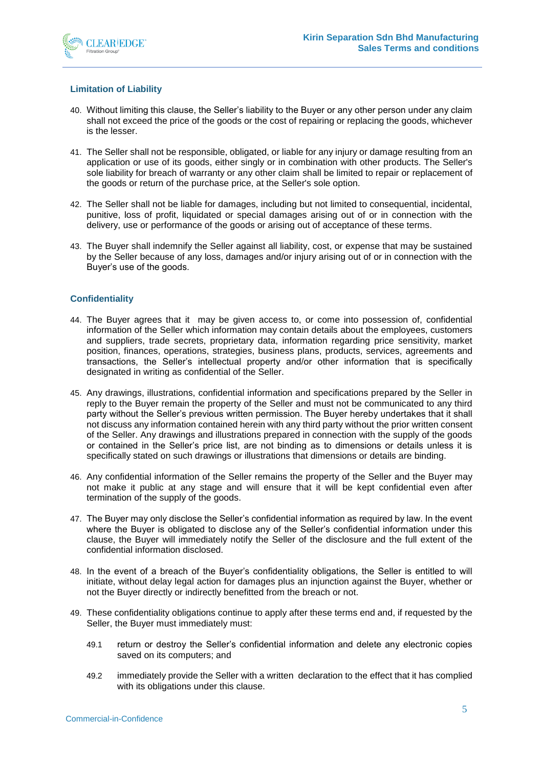## Limitation of Liability

40. Without limiting this clause, the Seller's liability to the Buyer or any other person under any claim shall not exceed the price of the goods or the cost of repairing or replacing the goods, whichever is the lesser.

41. The Seller shall not be responsible, obligated, or liable for any injury or damage resulting from an application or use of its goods, either singly or in combination with other products. The Seller's sole liability for breach of warranty or any other claim shall be limited to repair or replacement of the goods or return of the purchase price, at the Seller's sole option.

42. The Seller shall not be liable for damages, including but not limited to consequential, incidental, punitive, loss of profit, liquidated or special damages arising out of or in connection with the delivery, use or performance of the goods or arising out of acceptance of these terms.

43. The Buyer shall indemnify the Seller against all liability, cost, or expense that may be sustained by the Seller because of any loss, damages and/or injury arising out of or in connection with the Buyer's use of the goods.

## Confidentiality

44. The Buyer agrees that it may be given access to, or come into possession of, confidential information of the Seller which information may contain details about the employees, customers and suppliers, trade secrets, proprietary data, information regarding price sensitivity, market position, finances, operations, strategies, business plans, products, services, agreements and transactions, the Seller's intellectual property and/or other information that is specifically designated in writing as confidential of the Seller.

45. Any drawings, illustrations, confidential information and specifications prepared by the Seller in reply to the Buyer remain the property of the Seller and must not be communicated to any third party without the Seller's previous written permission. The Buyer hereby undertakes that it shall not discuss any information contained herein with any third party without the prior written consent of the Seller. Any drawings and illustrations prepared in connection with the supply of the goods or contained in the Seller's price list, are not binding as to dimensions or details unless it is specifically stated on such drawings or illustrations that dimensions or details are binding.

46. Any confidential information of the Seller remains the property of the Seller and the Buyer may not make it public at any stage and will ensure that it will be kept confidential even after termination of the supply of the goods.

47. The Buyer may only disclose the Seller's confidential information as required by law. In the event where the Buyer is obligated to disclose any of the Seller's confidential information under this clause, the Buyer will immediately notify the Seller of the disclosure and the full extent of the confidential information disclosed.

48. In the event of a breach of the Buyer's confidentiality obligations, the Seller is entitled to will initiate, without delay legal action for damages plus an injunction against the Buyer, whether or not the Buyer directly or indirectly benefitted from the breach or not.

49. These confidentiality obligations continue to apply after these terms end and, if requested by the Seller, the Buyer must immediately must:

    49.1 return or destroy the Seller's confidential information and delete any electronic copies saved on its computers; and

    49.2 immediately provide the Seller with a written declaration to the effect that it has complied with its obligations under this clause.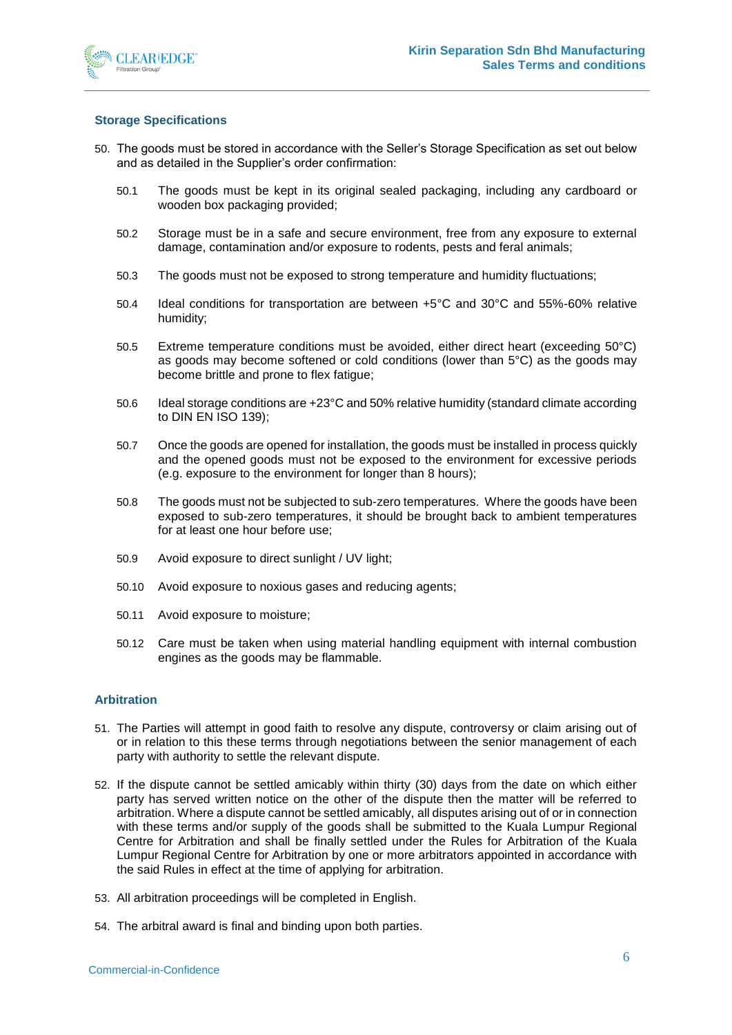## Storage Specifications

50. The goods must be stored in accordance with the Seller's Storage Specification as set out below and as detailed in the Supplier's order confirmation:

    50.1 The goods must be kept in its original sealed packaging, including any cardboard or wooden box packaging provided;

    50.2 Storage must be in a safe and secure environment, free from any exposure to external damage, contamination and/or exposure to rodents, pests and feral animals;

    50.3 The goods must not be exposed to strong temperature and humidity fluctuations;

    50.4 Ideal conditions for transportation are between +5°C and 30°C and 55%-60% relative humidity;

    50.5 Extreme temperature conditions must be avoided, either direct heart (exceeding 50°C) as goods may become softened or cold conditions (lower than 5°C) as the goods may become brittle and prone to flex fatigue;

    50.6 Ideal storage conditions are +23°C and 50% relative humidity (standard climate according to DIN EN ISO 139);

    50.7 Once the goods are opened for installation, the goods must be installed in process quickly and the opened goods must not be exposed to the environment for excessive periods (e.g. exposure to the environment for longer than 8 hours);

    50.8 The goods must not be subjected to sub-zero temperatures. Where the goods have been exposed to sub-zero temperatures, it should be brought back to ambient temperatures for at least one hour before use;

    50.9 Avoid exposure to direct sunlight / UV light;

    50.10 Avoid exposure to noxious gases and reducing agents;

    50.11 Avoid exposure to moisture;

    50.12 Care must be taken when using material handling equipment with internal combustion engines as the goods may be flammable.

## Arbitration

51. The Parties will attempt in good faith to resolve any dispute, controversy or claim arising out of or in relation to this these terms through negotiations between the senior management of each party with authority to settle the relevant dispute.

52. If the dispute cannot be settled amicably within thirty (30) days from the date on which either party has served written notice on the other of the dispute then the matter will be referred to arbitration. Where a dispute cannot be settled amicably, all disputes arising out of or in connection with these terms and/or supply of the goods shall be submitted to the Kuala Lumpur Regional Centre for Arbitration and shall be finally settled under the Rules for Arbitration of the Kuala Lumpur Regional Centre for Arbitration by one or more arbitrators appointed in accordance with the said Rules in effect at the time of applying for arbitration.

53. All arbitration proceedings will be completed in English.

54. The arbitral award is final and binding upon both parties.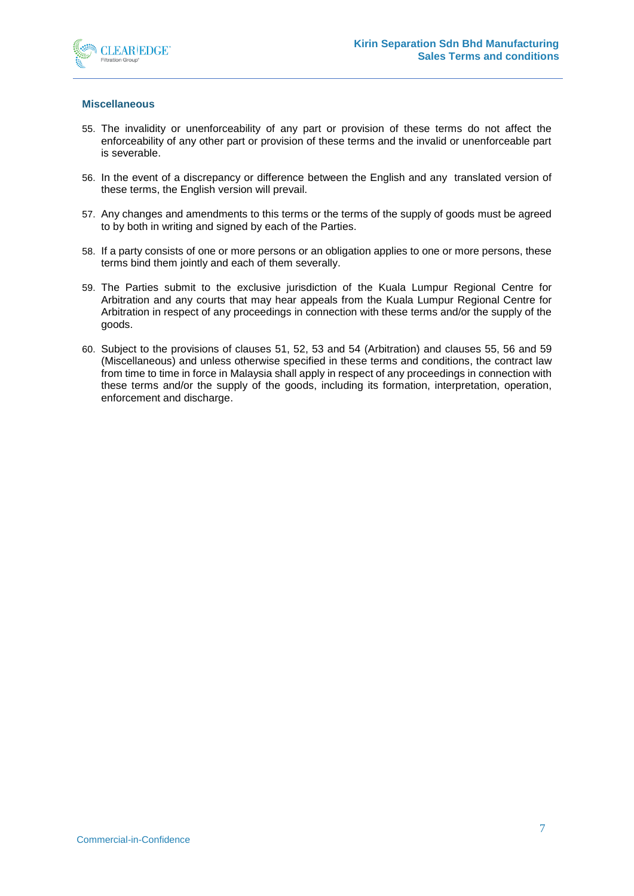## Miscellaneous

55. The invalidity or unenforceability of any part or provision of these terms do not affect the enforceability of any other part or provision of these terms and the invalid or unenforceable part is severable.

56. In the event of a discrepancy or difference between the English and any translated version of these terms, the English version will prevail.

57. Any changes and amendments to this terms or the terms of the supply of goods must be agreed to by both in writing and signed by each of the Parties.

58. If a party consists of one or more persons or an obligation applies to one or more persons, these terms bind them jointly and each of them severally.

59. The Parties submit to the exclusive jurisdiction of the Kuala Lumpur Regional Centre for Arbitration and any courts that may hear appeals from the Kuala Lumpur Regional Centre for Arbitration in respect of any proceedings in connection with these terms and/or the supply of the goods.

60. Subject to the provisions of clauses 51, 52, 53 and 54 (Arbitration) and clauses 55, 56 and 59 (Miscellaneous) and unless otherwise specified in these terms and conditions, the contract law from time to time in force in Malaysia shall apply in respect of any proceedings in connection with these terms and/or the supply of the goods, including its formation, interpretation, operation, enforcement and discharge.